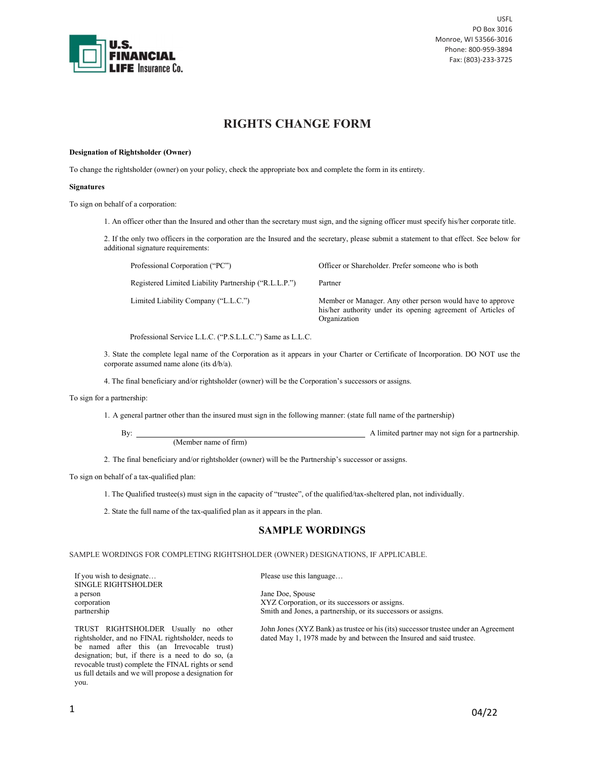USFL
PO Box 3016
Monroe, WI 53566-3016
Phone: 800-959-3894
Fax: (803)-233-3725

# RIGHTS CHANGE FORM

**Designation of Rightsholder (Owner)**

To change the rightsholder (owner) on your policy, check the appropriate box and complete the form in its entirety.

**Signatures**

To sign on behalf of a corporation:

1. An officer other than the Insured and other than the secretary must sign, and the signing officer must specify his/her corporate title.

2. If the only two officers in the corporation are the Insured and the secretary, please submit a statement to that effect. See below for additional signature requirements:

| | |
|---|---|
| Professional Corporation ("PC") | Officer or Shareholder. Prefer someone who is both |
| Registered Limited Liability Partnership ("R.L.L.P.") | Partner |
| Limited Liability Company ("L.L.C.") | Member or Manager. Any other person would have to approve his/her authority under its opening agreement of Articles of Organization |

Professional Service L.L.C. ("P.S.L.L.C.") Same as L.L.C.

3. State the complete legal name of the Corporation as it appears in your Charter or Certificate of Incorporation. DO NOT use the corporate assumed name alone (its d/b/a).

4. The final beneficiary and/or rightsholder (owner) will be the Corporation's successors or assigns.

To sign for a partnership:

1. A general partner other than the insured must sign in the following manner: (state full name of the partnership)

   By: ______________________________________________ A limited partner may not sign for a partnership.
   (Member name of firm)

2. The final beneficiary and/or rightsholder (owner) will be the Partnership's successor or assigns.

To sign on behalf of a tax-qualified plan:

1. The Qualified trustee(s) must sign in the capacity of "trustee", of the qualified/tax-sheltered plan, not individually.

2. State the full name of the tax-qualified plan as it appears in the plan.

## SAMPLE WORDINGS

SAMPLE WORDINGS FOR COMPLETING RIGHTSHOLDER (OWNER) DESIGNATIONS, IF APPLICABLE.

| If you wish to designate… | Please use this language… |
|---|---|
| SINGLE RIGHTSHOLDER | |
| a person | Jane Doe, Spouse |
| corporation | XYZ Corporation, or its successors or assigns. |
| partnership | Smith and Jones, a partnership, or its successors or assigns. |
| TRUST RIGHTSHOLDER Usually no other rightsholder, and no FINAL rightsholder, needs to be named after this (an Irrevocable trust) designation; but, if there is a need to do so, (a revocable trust) complete the FINAL rights or send us full details and we will propose a designation for you. | John Jones (XYZ Bank) as trustee or his (its) successor trustee under an Agreement dated May 1, 1978 made by and between the Insured and said trustee. |

04/22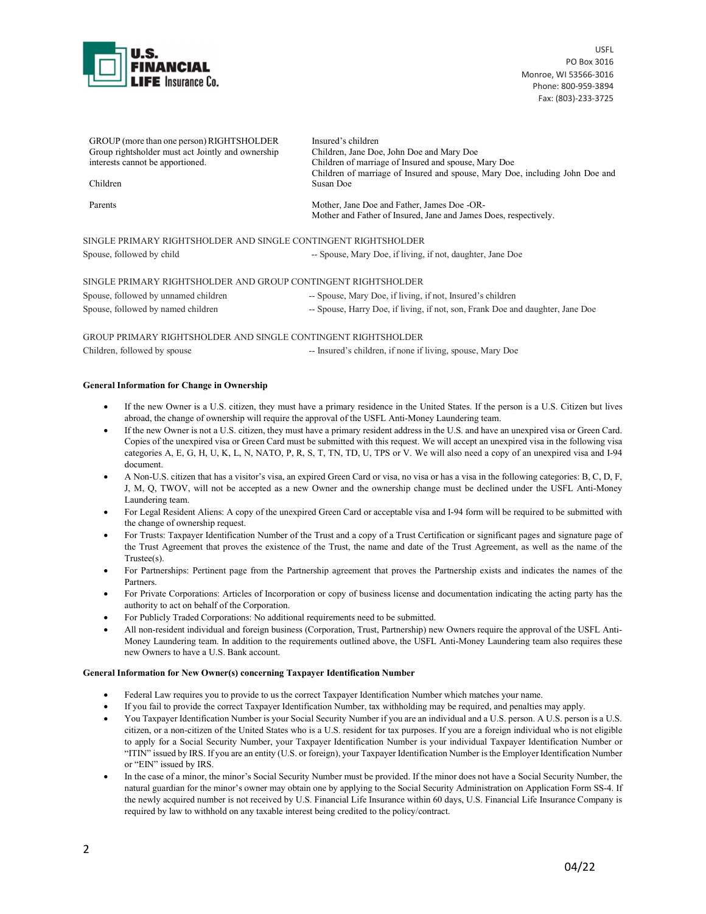| GROUP (more than one person) RIGHTSHOLDER<br>Group rightsholder must act Jointly and ownership interests cannot be apportioned. | Insured's children |
|---|---|
| Children | Children, Jane Doe, John Doe and Mary Doe<br>Children of marriage of Insured and spouse, Mary Doe<br>Children of marriage of Insured and spouse, Mary Doe, including John Doe and Susan Doe |
| Parents | Mother, Jane Doe and Father, James Doe -OR-<br>Mother and Father of Insured, Jane and James Does, respectively. |

SINGLE PRIMARY RIGHTSHOLDER AND SINGLE CONTINGENT RIGHTSHOLDER

| | |
|---|---|
| Spouse, followed by child | -- Spouse, Mary Doe, if living, if not, daughter, Jane Doe |

SINGLE PRIMARY RIGHTSHOLDER AND GROUP CONTINGENT RIGHTSHOLDER

| | |
|---|---|
| Spouse, followed by unnamed children | -- Spouse, Mary Doe, if living, if not, Insured's children |
| Spouse, followed by named children | -- Spouse, Harry Doe, if living, if not, son, Frank Doe and daughter, Jane Doe |

GROUP PRIMARY RIGHTSHOLDER AND SINGLE CONTINGENT RIGHTSHOLDER

| | |
|---|---|
| Children, followed by spouse | -- Insured's children, if none if living, spouse, Mary Doe |

**General Information for Change in Ownership**

- If the new Owner is a U.S. citizen, they must have a primary residence in the United States. If the person is a U.S. Citizen but lives abroad, the change of ownership will require the approval of the USFL Anti-Money Laundering team.
- If the new Owner is not a U.S. citizen, they must have a primary resident address in the U.S. and have an unexpired visa or Green Card. Copies of the unexpired visa or Green Card must be submitted with this request. We will accept an unexpired visa in the following visa categories A, E, G, H, U, K, L, N, NATO, P, R, S, T, TN, TD, U, TPS or V. We will also need a copy of an unexpired visa and I-94 document.
- A Non-U.S. citizen that has a visitor's visa, an expired Green Card or visa, no visa or has a visa in the following categories: B, C, D, F, J, M, Q, TWOV, will not be accepted as a new Owner and the ownership change must be declined under the USFL Anti-Money Laundering team.
- For Legal Resident Aliens: A copy of the unexpired Green Card or acceptable visa and I-94 form will be required to be submitted with the change of ownership request.
- For Trusts: Taxpayer Identification Number of the Trust and a copy of a Trust Certification or significant pages and signature page of the Trust Agreement that proves the existence of the Trust, the name and date of the Trust Agreement, as well as the name of the Trustee(s).
- For Partnerships: Pertinent page from the Partnership agreement that proves the Partnership exists and indicates the names of the Partners.
- For Private Corporations: Articles of Incorporation or copy of business license and documentation indicating the acting party has the authority to act on behalf of the Corporation.
- For Publicly Traded Corporations: No additional requirements need to be submitted.
- All non-resident individual and foreign business (Corporation, Trust, Partnership) new Owners require the approval of the USFL Anti-Money Laundering team. In addition to the requirements outlined above, the USFL Anti-Money Laundering team also requires these new Owners to have a U.S. Bank account.

**General Information for New Owner(s) concerning Taxpayer Identification Number**

- Federal Law requires you to provide to us the correct Taxpayer Identification Number which matches your name.
- If you fail to provide the correct Taxpayer Identification Number, tax withholding may be required, and penalties may apply.
- You Taxpayer Identification Number is your Social Security Number if you are an individual and a U.S. person. A U.S. person is a U.S. citizen, or a non-citizen of the United States who is a U.S. resident for tax purposes. If you are a foreign individual who is not eligible to apply for a Social Security Number, your Taxpayer Identification Number is your individual Taxpayer Identification Number or "ITIN" issued by IRS. If you are an entity (U.S. or foreign), your Taxpayer Identification Number is the Employer Identification Number or "EIN" issued by IRS.
- In the case of a minor, the minor's Social Security Number must be provided. If the minor does not have a Social Security Number, the natural guardian for the minor's owner may obtain one by applying to the Social Security Administration on Application Form SS-4. If the newly acquired number is not received by U.S. Financial Life Insurance within 60 days, U.S. Financial Life Insurance Company is required by law to withhold on any taxable interest being credited to the policy/contract.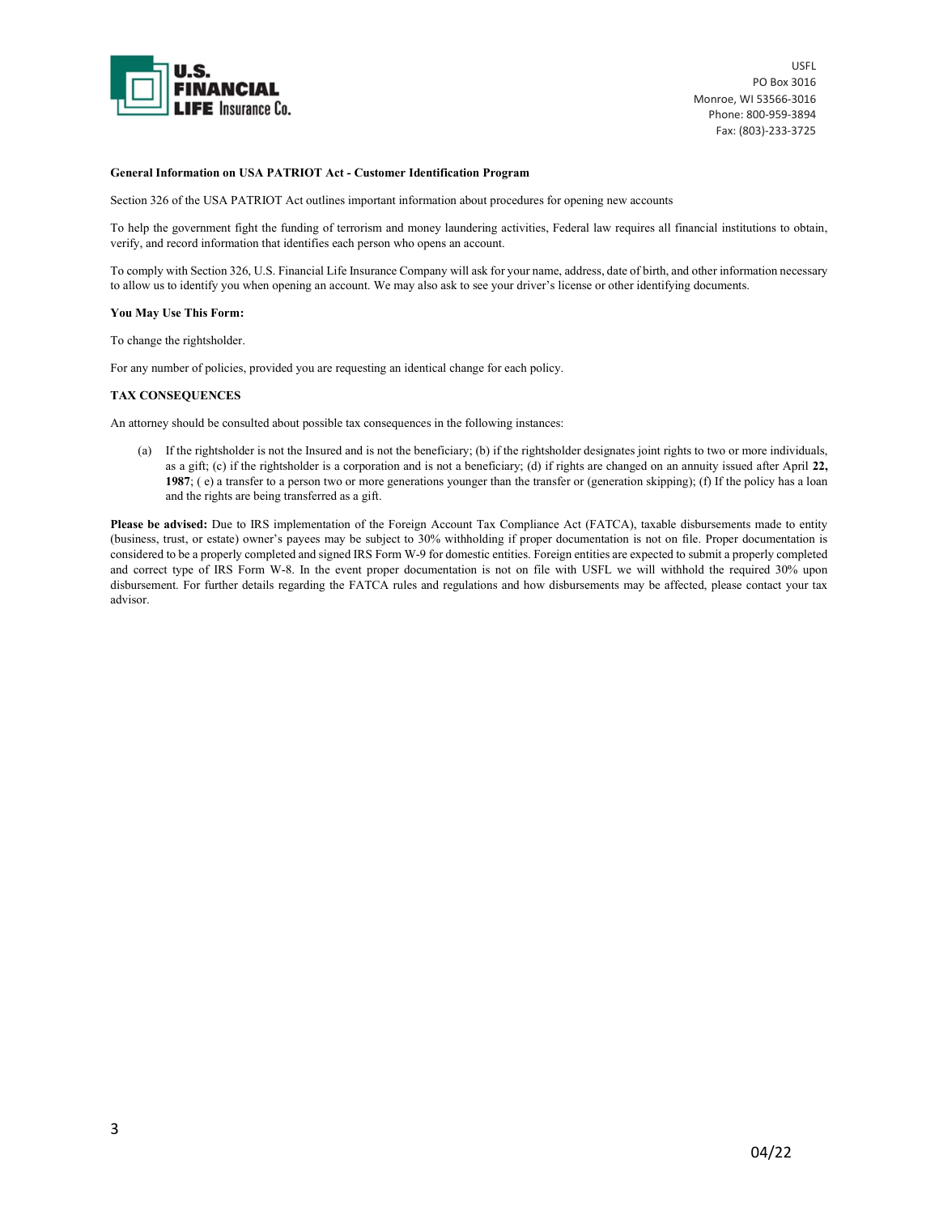U.S. FINANCIAL LIFE Insurance Co.

USFL
PO Box 3016
Monroe, WI 53566-3016
Phone: 800-959-3894
Fax: (803)-233-3725

**General Information on USA PATRIOT Act - Customer Identification Program**

Section 326 of the USA PATRIOT Act outlines important information about procedures for opening new accounts

To help the government fight the funding of terrorism and money laundering activities, Federal law requires all financial institutions to obtain, verify, and record information that identifies each person who opens an account.

To comply with Section 326, U.S. Financial Life Insurance Company will ask for your name, address, date of birth, and other information necessary to allow us to identify you when opening an account. We may also ask to see your driver's license or other identifying documents.

**You May Use This Form:**

To change the rightsholder.

For any number of policies, provided you are requesting an identical change for each policy.

**TAX CONSEQUENCES**

An attorney should be consulted about possible tax consequences in the following instances:

(a) If the rightsholder is not the Insured and is not the beneficiary; (b) if the rightsholder designates joint rights to two or more individuals, as a gift; (c) if the rightsholder is a corporation and is not a beneficiary; (d) if rights are changed on an annuity issued after April **22, 1987**; ( e) a transfer to a person two or more generations younger than the transfer or (generation skipping); (f) If the policy has a loan and the rights are being transferred as a gift.

**Please be advised:** Due to IRS implementation of the Foreign Account Tax Compliance Act (FATCA), taxable disbursements made to entity (business, trust, or estate) owner's payees may be subject to 30% withholding if proper documentation is not on file. Proper documentation is considered to be a properly completed and signed IRS Form W-9 for domestic entities. Foreign entities are expected to submit a properly completed and correct type of IRS Form W-8. In the event proper documentation is not on file with USFL we will withhold the required 30% upon disbursement. For further details regarding the FATCA rules and regulations and how disbursements may be affected, please contact your tax advisor.

04/22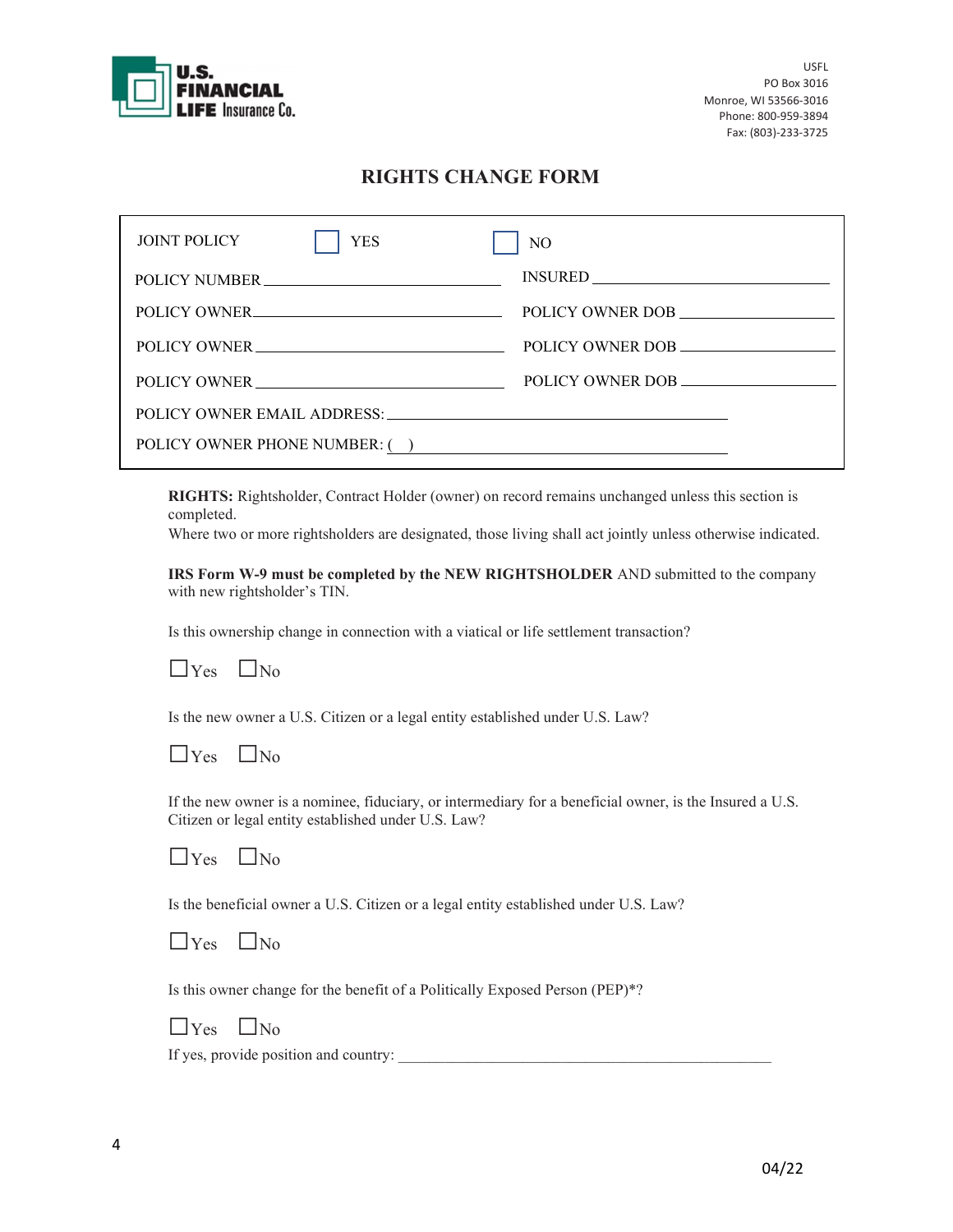**U.S. FINANCIAL LIFE Insurance Co.**

USFL
PO Box 3016
Monroe, WI 53566-3016
Phone: 800-959-3894
Fax: (803)-233-3725

# RIGHTS CHANGE FORM

JOINT POLICY ☐ YES ☐ NO

POLICY NUMBER ______________________ INSURED ______________________

POLICY OWNER ______________________ POLICY OWNER DOB ______________________

POLICY OWNER ______________________ POLICY OWNER DOB ______________________

POLICY OWNER ______________________ POLICY OWNER DOB ______________________

POLICY OWNER EMAIL ADDRESS: ______________________

POLICY OWNER PHONE NUMBER: ( ) ______________________

**RIGHTS:** Rightsholder, Contract Holder (owner) on record remains unchanged unless this section is completed.
Where two or more rightsholders are designated, those living shall act jointly unless otherwise indicated.

**IRS Form W-9 must be completed by the NEW RIGHTSHOLDER** AND submitted to the company with new rightsholder's TIN.

Is this ownership change in connection with a viatical or life settlement transaction?

☐ Yes ☐ No

Is the new owner a U.S. Citizen or a legal entity established under U.S. Law?

☐ Yes ☐ No

If the new owner is a nominee, fiduciary, or intermediary for a beneficial owner, is the Insured a U.S. Citizen or legal entity established under U.S. Law?

☐ Yes ☐ No

Is the beneficial owner a U.S. Citizen or a legal entity established under U.S. Law?

☐ Yes ☐ No

Is this owner change for the benefit of a Politically Exposed Person (PEP)*?

☐ Yes ☐ No

If yes, provide position and country: ______________________

04/22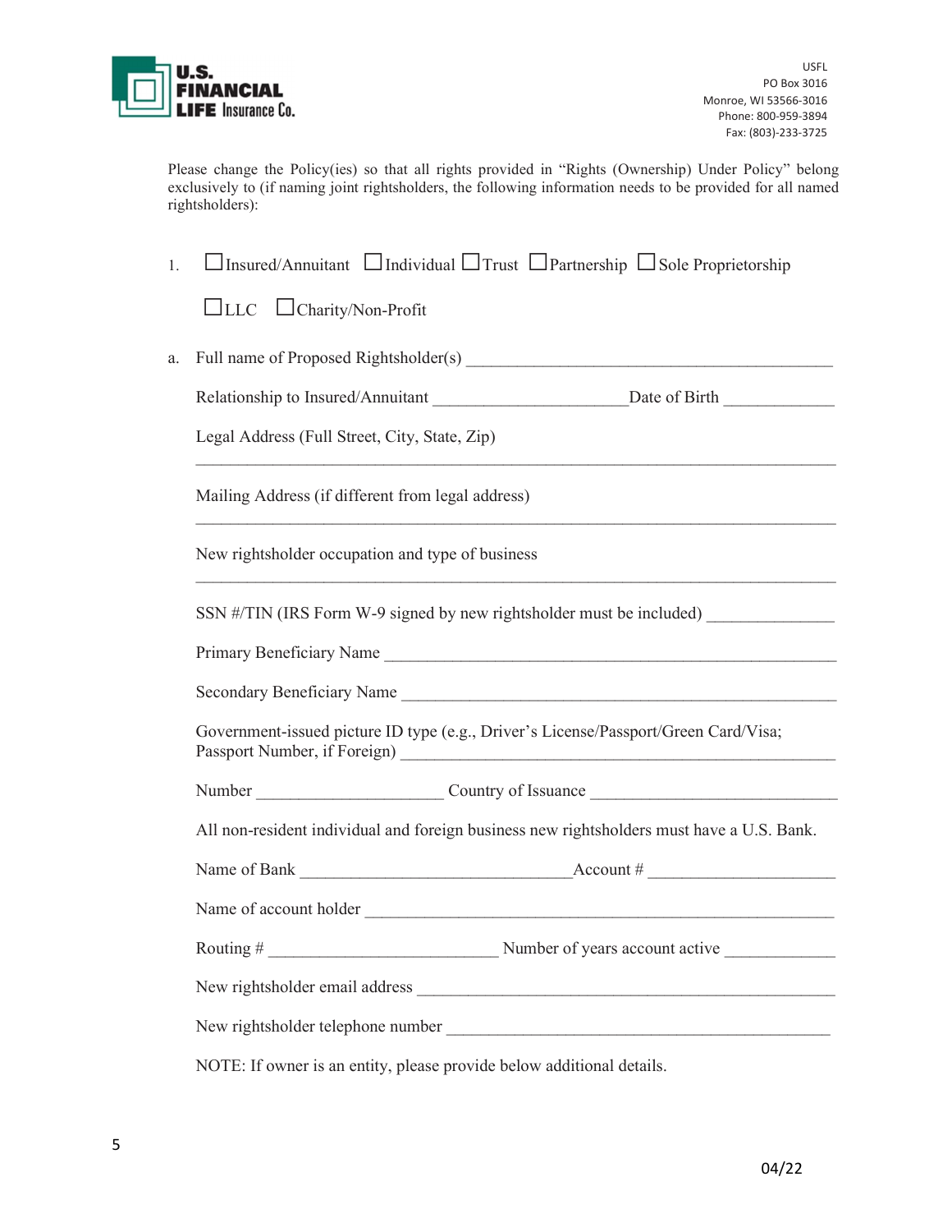U.S. FINANCIAL LIFE Insurance Co.

USFL
PO Box 3016
Monroe, WI 53566-3016
Phone: 800-959-3894
Fax: (803)-233-3725

Please change the Policy(ies) so that all rights provided in "Rights (Ownership) Under Policy" belong exclusively to (if naming joint rightsholders, the following information needs to be provided for all named rightsholders):

1. ☐ Insured/Annuitant ☐ Individual ☐ Trust ☐ Partnership ☐ Sole Proprietorship

   ☐ LLC ☐ Charity/Non-Profit

a. Full name of Proposed Rightsholder(s) ___________________________________________

   Relationship to Insured/Annuitant _____________________ Date of Birth ____________

   Legal Address (Full Street, City, State, Zip)

   ________________________________________________________________________

   Mailing Address (if different from legal address)

   ________________________________________________________________________

   New rightsholder occupation and type of business

   ________________________________________________________________________

   SSN #/TIN (IRS Form W-9 signed by new rightsholder must be included) ______________

   Primary Beneficiary Name ___________________________________________________

   Secondary Beneficiary Name _________________________________________________

   Government-issued picture ID type (e.g., Driver's License/Passport/Green Card/Visa; Passport Number, if Foreign) ________________________________________________

   Number _____________________ Country of Issuance ____________________________

   All non-resident individual and foreign business new rightsholders must have a U.S. Bank.

   Name of Bank ______________________________ Account # _____________________

   Name of account holder ______________________________________________________

   Routing # __________________________ Number of years account active ____________

   New rightsholder email address _______________________________________________

   New rightsholder telephone number ____________________________________________

   NOTE: If owner is an entity, please provide below additional details.

04/22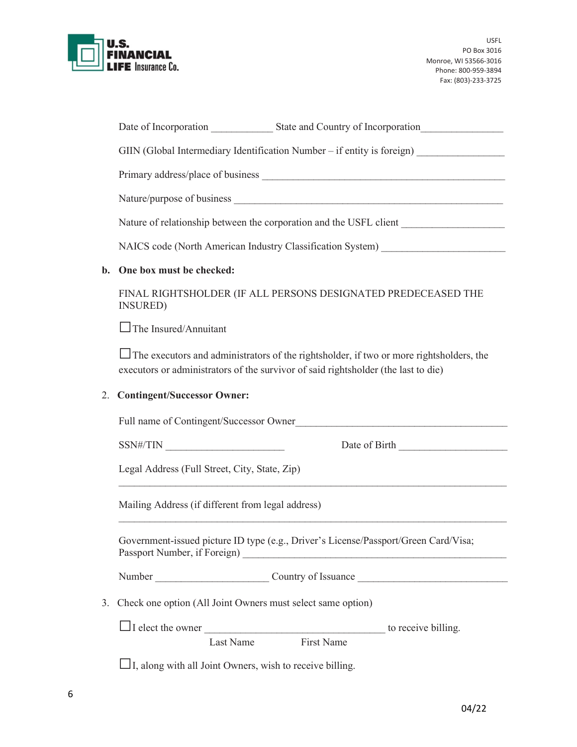U.S. FINANCIAL LIFE Insurance Co.

USFL
PO Box 3016
Monroe, WI 53566-3016
Phone: 800-959-3894
Fax: (803)-233-3725

Date of Incorporation ____________ State and Country of Incorporation________________

GIIN (Global Intermediary Identification Number – if entity is foreign) _________________

Primary address/place of business __________________________________________________

Nature/purpose of business ________________________________________________________

Nature of relationship between the corporation and the USFL client ____________________

NAICS code (North American Industry Classification System) ________________________

**b. One box must be checked:**

FINAL RIGHTSHOLDER (IF ALL PERSONS DESIGNATED PREDECEASED THE INSURED)

☐ The Insured/Annuitant

☐ The executors and administrators of the rightsholder, if two or more rightsholders, the executors or administrators of the survivor of said rightsholder (the last to die)

2. **Contingent/Successor Owner:**

Full name of Contingent/Successor Owner___________________________________________

SSN#/TIN ________________________ Date of Birth _____________________

Legal Address (Full Street, City, State, Zip)

_____________________________________________________________________________

Mailing Address (if different from legal address)

_____________________________________________________________________________

Government-issued picture ID type (e.g., Driver's License/Passport/Green Card/Visa; Passport Number, if Foreign) ________________________________________________

Number ______________________ Country of Issuance _____________________________

3. Check one option (All Joint Owners must select same option)

☐ I elect the owner ____________________________________ to receive billing.
Last Name First Name

☐ I, along with all Joint Owners, wish to receive billing.

04/22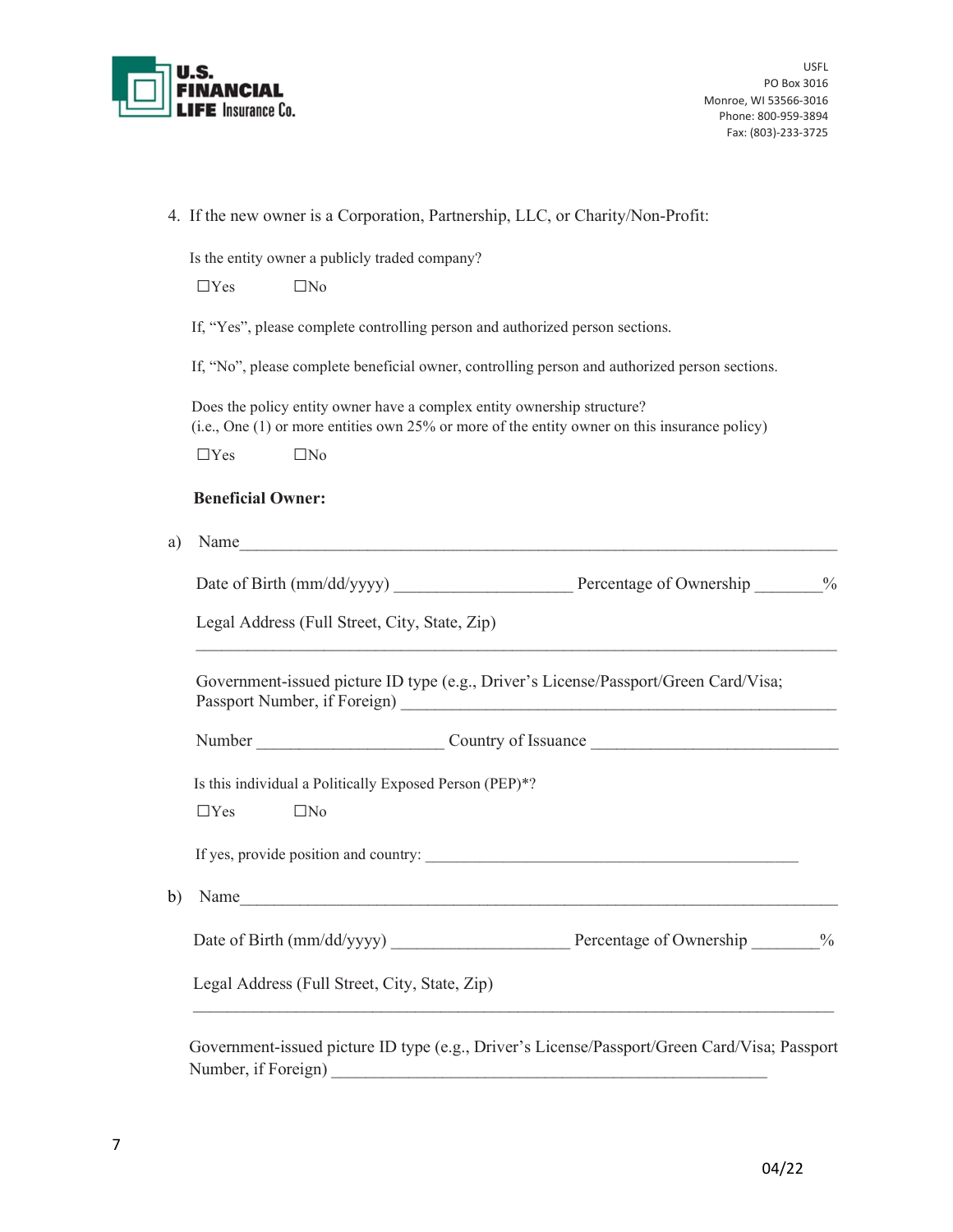4. If the new owner is a Corporation, Partnership, LLC, or Charity/Non-Profit:

Is the entity owner a publicly traded company?

☐Yes ☐No

If, "Yes", please complete controlling person and authorized person sections.

If, "No", please complete beneficial owner, controlling person and authorized person sections.

Does the policy entity owner have a complex entity ownership structure?
(i.e., One (1) or more entities own 25% or more of the entity owner on this insurance policy)

☐Yes ☐No

**Beneficial Owner:**

a) Name___________________________________________________________________________

Date of Birth (mm/dd/yyyy) ____________________ Percentage of Ownership ________%

Legal Address (Full Street, City, State, Zip)

___________________________________________________________________________

Government-issued picture ID type (e.g., Driver's License/Passport/Green Card/Visa; Passport Number, if Foreign) _______________________________________________

Number _____________________ Country of Issuance ____________________________

Is this individual a Politically Exposed Person (PEP)*?

☐Yes ☐No

If yes, provide position and country: _______________________________________________

b) Name___________________________________________________________________________

Date of Birth (mm/dd/yyyy) ____________________ Percentage of Ownership ________%

Legal Address (Full Street, City, State, Zip)

___________________________________________________________________________

Government-issued picture ID type (e.g., Driver's License/Passport/Green Card/Visa; Passport Number, if Foreign) _______________________________________________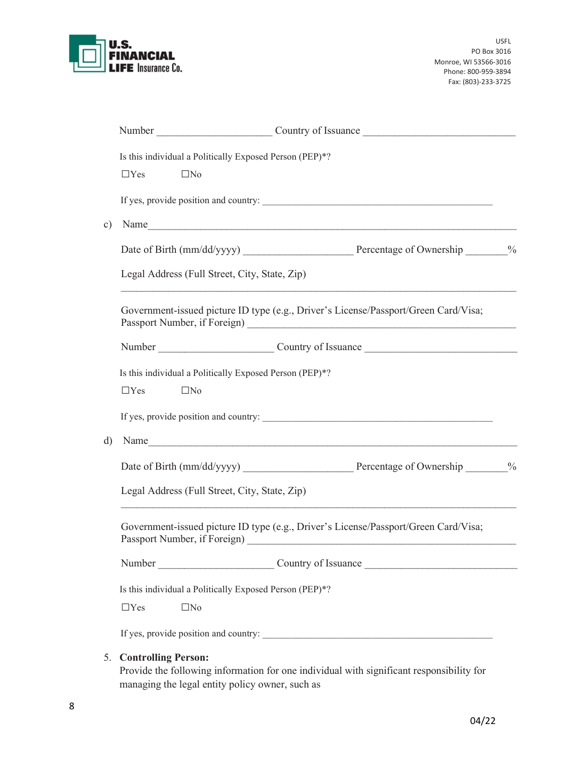Number ______________________ Country of Issuance _____________________________

Is this individual a Politically Exposed Person (PEP)*?

☐Yes ☐No

If yes, provide position and country: _______________________________________________

c) Name_________________________________________________________________________

Date of Birth (mm/dd/yyyy) _____________________ Percentage of Ownership ________%

Legal Address (Full Street, City, State, Zip)

_____________________________________________________________________________

Government-issued picture ID type (e.g., Driver's License/Passport/Green Card/Visa; Passport Number, if Foreign) ___________________________________________________

Number ______________________ Country of Issuance _____________________________

Is this individual a Politically Exposed Person (PEP)*?

☐Yes ☐No

If yes, provide position and country: _______________________________________________

d) Name_________________________________________________________________________

Date of Birth (mm/dd/yyyy) _____________________ Percentage of Ownership ________%

Legal Address (Full Street, City, State, Zip)

_____________________________________________________________________________

Government-issued picture ID type (e.g., Driver's License/Passport/Green Card/Visa; Passport Number, if Foreign) ___________________________________________________

Number ______________________ Country of Issuance _____________________________

Is this individual a Politically Exposed Person (PEP)*?

☐Yes ☐No

If yes, provide position and country: _______________________________________________

5. **Controlling Person:**
   Provide the following information for one individual with significant responsibility for managing the legal entity policy owner, such as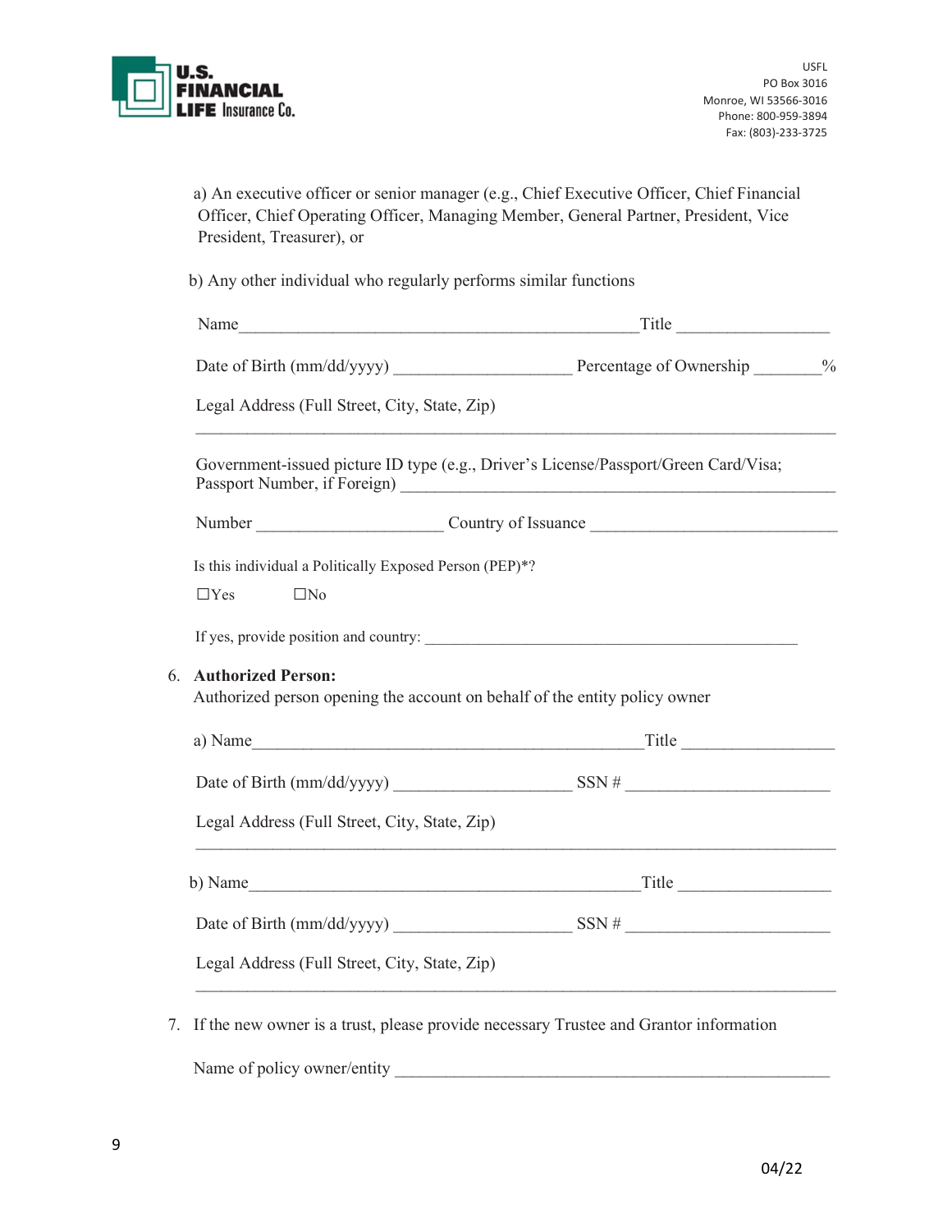a) An executive officer or senior manager (e.g., Chief Executive Officer, Chief Financial Officer, Chief Operating Officer, Managing Member, General Partner, President, Vice President, Treasurer), or

b) Any other individual who regularly performs similar functions

Name_______________________________________________Title _________________

Date of Birth (mm/dd/yyyy) ____________________ Percentage of Ownership ________%

Legal Address (Full Street, City, State, Zip)

_________________________________________________________________________

Government-issued picture ID type (e.g., Driver's License/Passport/Green Card/Visa; Passport Number, if Foreign) _______________________________________________

Number _____________________ Country of Issuance ___________________________

Is this individual a Politically Exposed Person (PEP)*?

☐Yes ☐No

If yes, provide position and country: _____________________________________________

6. **Authorized Person:**
   Authorized person opening the account on behalf of the entity policy owner

   a) Name_______________________________________________Title _________________

   Date of Birth (mm/dd/yyyy) ____________________ SSN # _______________________

   Legal Address (Full Street, City, State, Zip)

   _________________________________________________________________________

   b) Name_______________________________________________Title _________________

   Date of Birth (mm/dd/yyyy) ____________________ SSN # _______________________

   Legal Address (Full Street, City, State, Zip)

   _________________________________________________________________________

7. If the new owner is a trust, please provide necessary Trustee and Grantor information

   Name of policy owner/entity __________________________________________________

04/22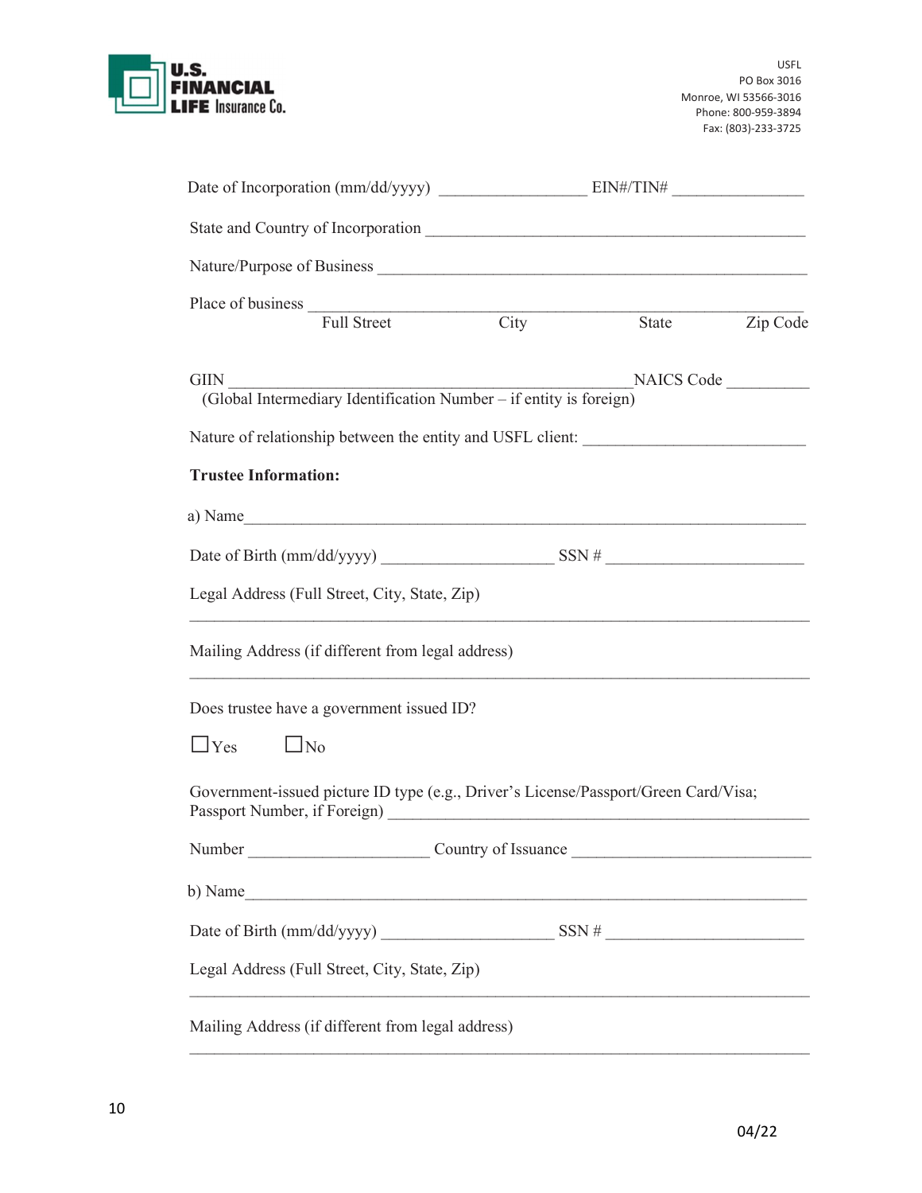U.S. FINANCIAL LIFE Insurance Co.

USFL
PO Box 3016
Monroe, WI 53566-3016
Phone: 800-959-3894
Fax: (803)-233-3725

Date of Incorporation (mm/dd/yyyy) _________________ EIN#/TIN# _______________

State and Country of Incorporation ____________________________________________

Nature/Purpose of Business _______________________________________________

Place of business ________________________________________________________
Full Street City State Zip Code

GIIN _______________________________________________NAICS Code __________
(Global Intermediary Identification Number – if entity is foreign)

Nature of relationship between the entity and USFL client: _________________________

**Trustee Information:**

a) Name____________________________________________________________________

Date of Birth (mm/dd/yyyy) ____________________ SSN # _______________________

Legal Address (Full Street, City, State, Zip)

___________________________________________________________________________

Mailing Address (if different from legal address)

___________________________________________________________________________

Does trustee have a government issued ID?

☐ Yes ☐ No

Government-issued picture ID type (e.g., Driver's License/Passport/Green Card/Visa; Passport Number, if Foreign) ______________________________________________

Number _____________________ Country of Issuance ___________________________

b) Name____________________________________________________________________

Date of Birth (mm/dd/yyyy) ____________________ SSN # _______________________

Legal Address (Full Street, City, State, Zip)

___________________________________________________________________________

Mailing Address (if different from legal address)

___________________________________________________________________________

04/22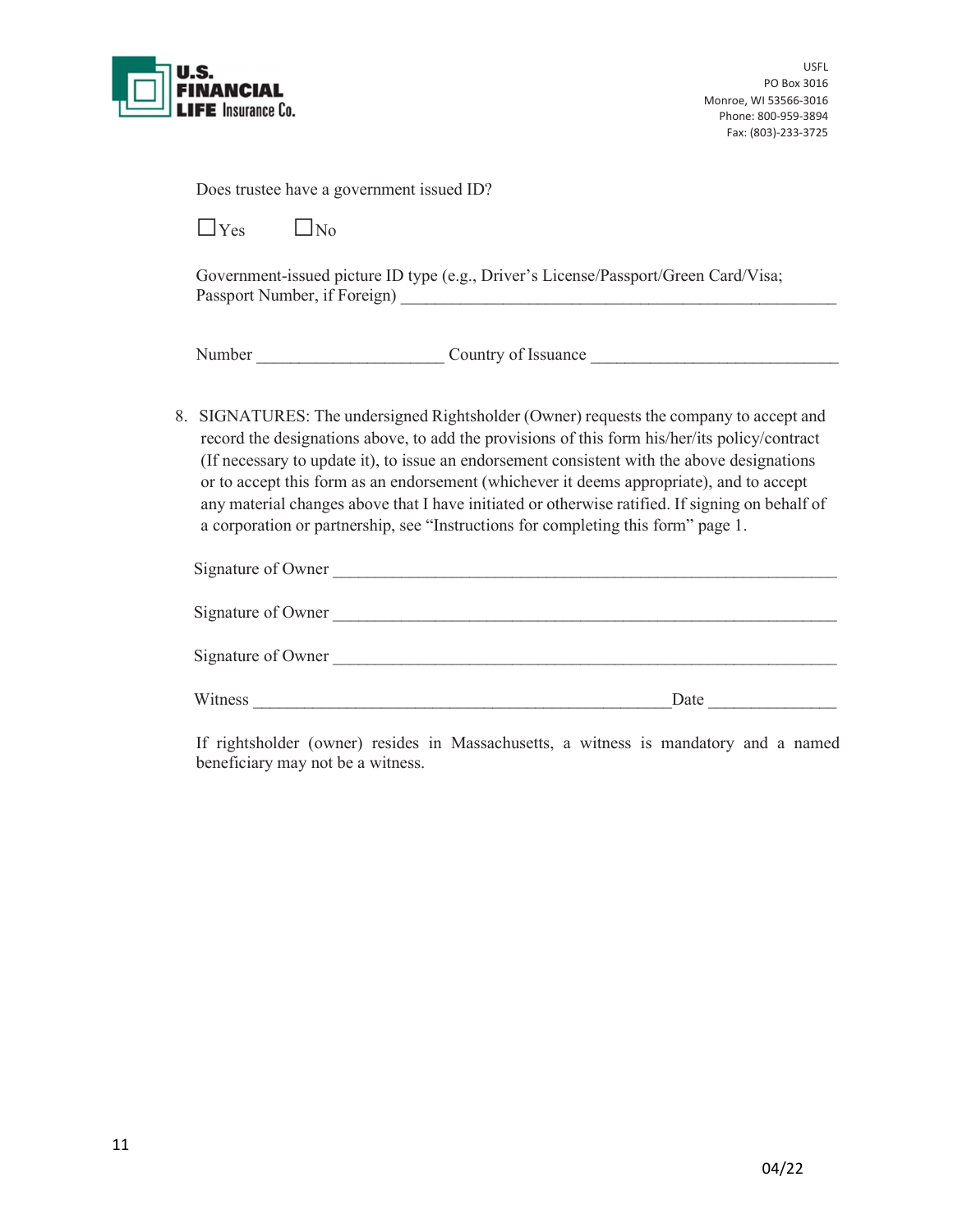USFL
PO Box 3016
Monroe, WI 53566-3016
Phone: 800-959-3894
Fax: (803)-233-3725

Does trustee have a government issued ID?

☐Yes ☐No

Government-issued picture ID type (e.g., Driver's License/Passport/Green Card/Visa; Passport Number, if Foreign) ____________________________________________________

Number _____________________ Country of Issuance ____________________________

8. SIGNATURES: The undersigned Rightsholder (Owner) requests the company to accept and record the designations above, to add the provisions of this form his/her/its policy/contract (If necessary to update it), to issue an endorsement consistent with the above designations or to accept this form as an endorsement (whichever it deems appropriate), and to accept any material changes above that I have initiated or otherwise ratified. If signing on behalf of a corporation or partnership, see "Instructions for completing this form" page 1.

Signature of Owner ____________________________________________________________

Signature of Owner ____________________________________________________________

Signature of Owner ____________________________________________________________

Witness _______________________________________________ Date ______________

If rightsholder (owner) resides in Massachusetts, a witness is mandatory and a named beneficiary may not be a witness.

04/22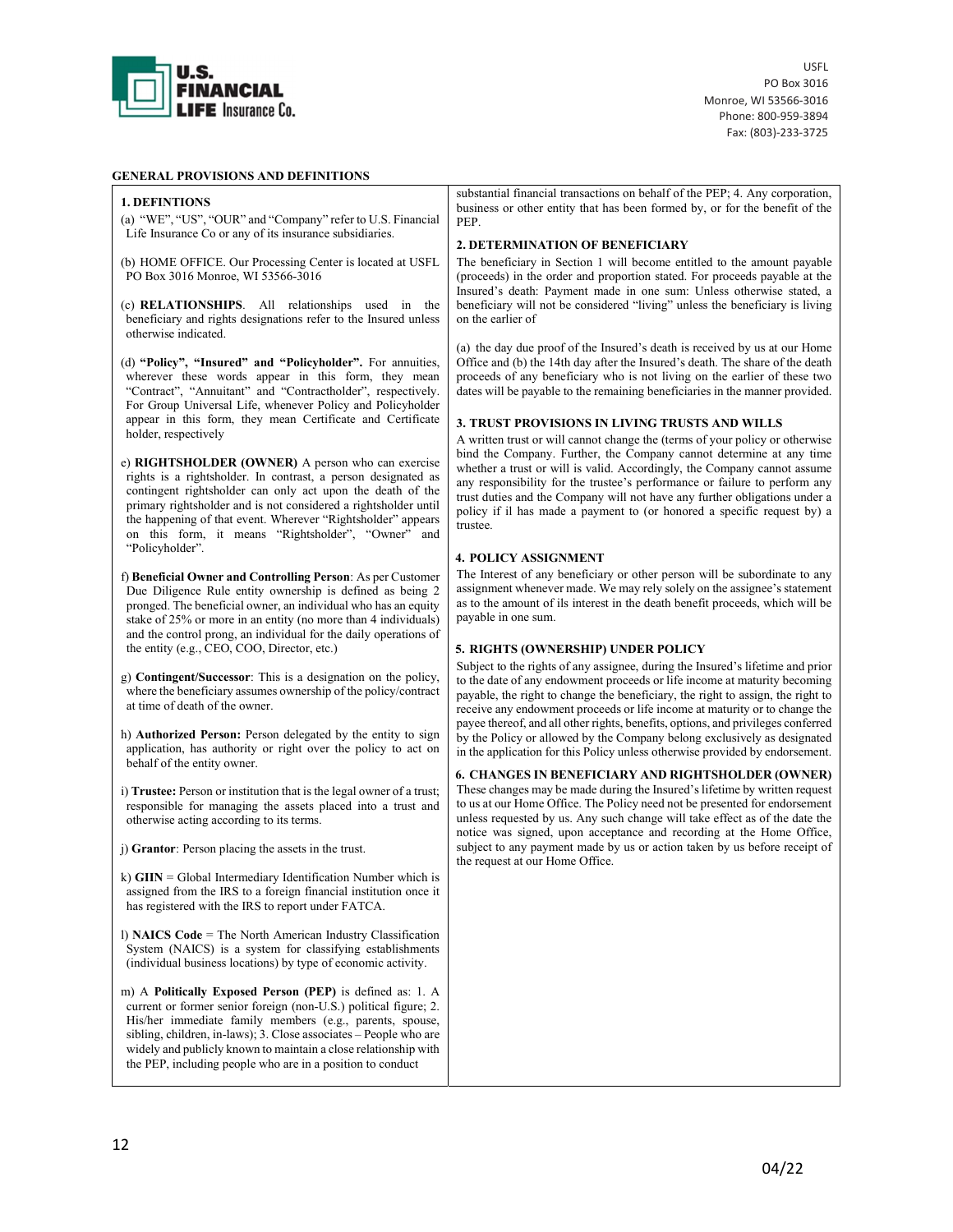U.S. FINANCIAL LIFE Insurance Co.

USFL
PO Box 3016
Monroe, WI 53566-3016
Phone: 800-959-3894
Fax: (803)-233-3725

## GENERAL PROVISIONS AND DEFINITIONS

### 1. DEFINTIONS

(a) "WE", "US", "OUR" and "Company" refer to U.S. Financial Life Insurance Co or any of its insurance subsidiaries.

(b) HOME OFFICE. Our Processing Center is located at USFL PO Box 3016 Monroe, WI 53566-3016

(c) **RELATIONSHIPS**. All relationships used in the beneficiary and rights designations refer to the Insured unless otherwise indicated.

(d) **"Policy", "Insured" and "Policyholder".** For annuities, wherever these words appear in this form, they mean "Contract", "Annuitant" and "Contractholder", respectively. For Group Universal Life, whenever Policy and Policyholder appear in this form, they mean Certificate and Certificate holder, respectively

e) **RIGHTSHOLDER (OWNER)** A person who can exercise rights is a rightsholder. In contrast, a person designated as contingent rightsholder can only act upon the death of the primary rightsholder and is not considered a rightsholder until the happening of that event. Wherever "Rightsholder" appears on this form, it means "Rightsholder", "Owner" and "Policyholder".

f) **Beneficial Owner and Controlling Person**: As per Customer Due Diligence Rule entity ownership is defined as being 2 pronged. The beneficial owner, an individual who has an equity stake of 25% or more in an entity (no more than 4 individuals) and the control prong, an individual for the daily operations of the entity (e.g., CEO, COO, Director, etc.)

g) **Contingent/Successor**: This is a designation on the policy, where the beneficiary assumes ownership of the policy/contract at time of death of the owner.

h) **Authorized Person:** Person delegated by the entity to sign application, has authority or right over the policy to act on behalf of the entity owner.

i) **Trustee:** Person or institution that is the legal owner of a trust; responsible for managing the assets placed into a trust and otherwise acting according to its terms.

j) **Grantor**: Person placing the assets in the trust.

k) **GIIN** = Global Intermediary Identification Number which is assigned from the IRS to a foreign financial institution once it has registered with the IRS to report under FATCA.

l) **NAICS Code** = The North American Industry Classification System (NAICS) is a system for classifying establishments (individual business locations) by type of economic activity.

m) A **Politically Exposed Person (PEP)** is defined as: 1. A current or former senior foreign (non-U.S.) political figure; 2. His/her immediate family members (e.g., parents, spouse, sibling, children, in-laws); 3. Close associates – People who are widely and publicly known to maintain a close relationship with the PEP, including people who are in a position to conduct substantial financial transactions on behalf of the PEP; 4. Any corporation, business or other entity that has been formed by, or for the benefit of the PEP.

### 2. DETERMINATION OF BENEFICIARY

The beneficiary in Section 1 will become entitled to the amount payable (proceeds) in the order and proportion stated. For proceeds payable at the Insured's death: Payment made in one sum: Unless otherwise stated, a beneficiary will not be considered "living" unless the beneficiary is living on the earlier of

(a) the day due proof of the Insured's death is received by us at our Home Office and (b) the 14th day after the Insured's death. The share of the death proceeds of any beneficiary who is not living on the earlier of these two dates will be payable to the remaining beneficiaries in the manner provided.

### 3. TRUST PROVISIONS IN LIVING TRUSTS AND WILLS

A written trust or will cannot change the (terms of your policy or otherwise bind the Company. Further, the Company cannot determine at any time whether a trust or will is valid. Accordingly, the Company cannot assume any responsibility for the trustee's performance or failure to perform any trust duties and the Company will not have any further obligations under a policy if il has made a payment to (or honored a specific request by) a trustee.

### 4. POLICY ASSIGNMENT

The Interest of any beneficiary or other person will be subordinate to any assignment whenever made. We may rely solely on the assignee's statement as to the amount of ils interest in the death benefit proceeds, which will be payable in one sum.

### 5. RIGHTS (OWNERSHIP) UNDER POLICY

Subject to the rights of any assignee, during the Insured's lifetime and prior to the date of any endowment proceeds or life income at maturity becoming payable, the right to change the beneficiary, the right to assign, the right to receive any endowment proceeds or life income at maturity or to change the payee thereof, and all other rights, benefits, options, and privileges conferred by the Policy or allowed by the Company belong exclusively as designated in the application for this Policy unless otherwise provided by endorsement.

### 6. CHANGES IN BENEFICIARY AND RIGHTSHOLDER (OWNER)

These changes may be made during the Insured's lifetime by written request to us at our Home Office. The Policy need not be presented for endorsement unless requested by us. Any such change will take effect as of the date the notice was signed, upon acceptance and recording at the Home Office, subject to any payment made by us or action taken by us before receipt of the request at our Home Office.

04/22